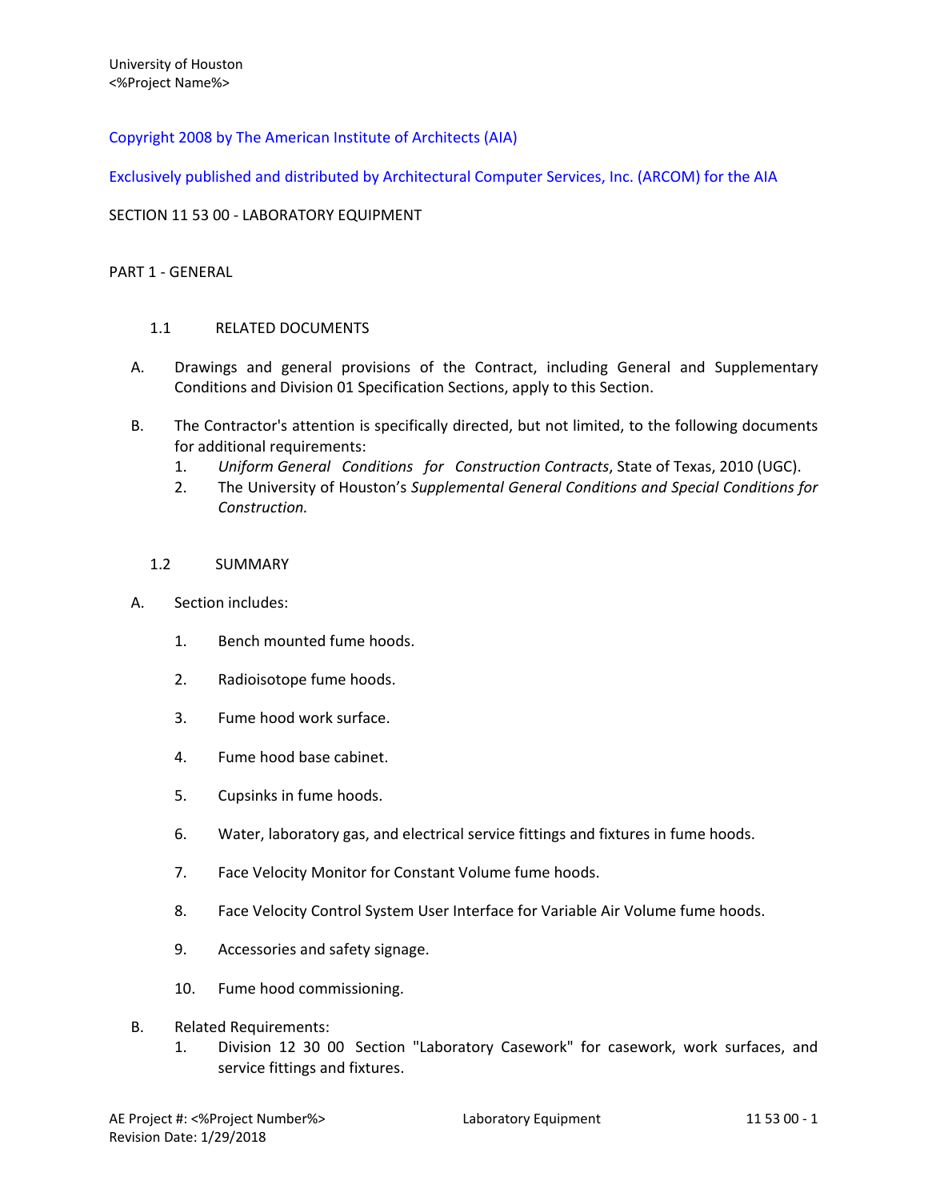Copyright 2008 by The American Institute of Architects (AIA)

Exclusively published and distributed by Architectural Computer Services, Inc. (ARCOM) for the AIA

# SECTION 11 53 00 - LABORATORY EQUIPMENT

## PART 1 - GENERAL

### 1.1 RELATED DOCUMENTS

A. Drawings and general provisions of the Contract, including General and Supplementary Conditions and Division 01 Specification Sections, apply to this Section.

B. The Contractor's attention is specifically directed, but not limited, to the following documents for additional requirements:
   1. *Uniform General Conditions for Construction Contracts*, State of Texas, 2010 (UGC).
   2. The University of Houston's *Supplemental General Conditions and Special Conditions for Construction.*

### 1.2 SUMMARY

A. Section includes:

   1. Bench mounted fume hoods.

   2. Radioisotope fume hoods.

   3. Fume hood work surface.

   4. Fume hood base cabinet.

   5. Cupsinks in fume hoods.

   6. Water, laboratory gas, and electrical service fittings and fixtures in fume hoods.

   7. Face Velocity Monitor for Constant Volume fume hoods.

   8. Face Velocity Control System User Interface for Variable Air Volume fume hoods.

   9. Accessories and safety signage.

   10. Fume hood commissioning.

B. Related Requirements:
   1. Division 12 30 00 Section "Laboratory Casework" for casework, work surfaces, and service fittings and fixtures.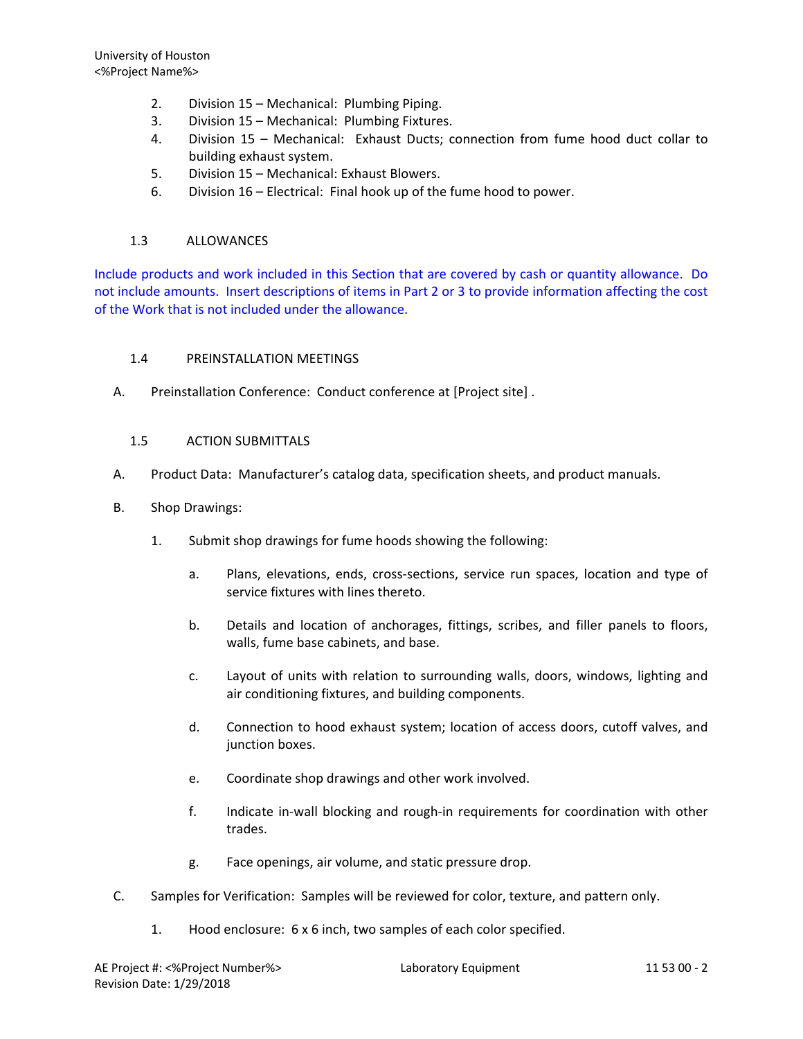2. Division 15 – Mechanical: Plumbing Piping.
3. Division 15 – Mechanical: Plumbing Fixtures.
4. Division 15 – Mechanical: Exhaust Ducts; connection from fume hood duct collar to building exhaust system.
5. Division 15 – Mechanical: Exhaust Blowers.
6. Division 16 – Electrical: Final hook up of the fume hood to power.

### 1.3 ALLOWANCES

Include products and work included in this Section that are covered by cash or quantity allowance. Do not include amounts. Insert descriptions of items in Part 2 or 3 to provide information affecting the cost of the Work that is not included under the allowance.

### 1.4 PREINSTALLATION MEETINGS

A. Preinstallation Conference: Conduct conference at [Project site] .

### 1.5 ACTION SUBMITTALS

A. Product Data: Manufacturer's catalog data, specification sheets, and product manuals.

B. Shop Drawings:

1. Submit shop drawings for fume hoods showing the following:

   a. Plans, elevations, ends, cross-sections, service run spaces, location and type of service fixtures with lines thereto.

   b. Details and location of anchorages, fittings, scribes, and filler panels to floors, walls, fume base cabinets, and base.

   c. Layout of units with relation to surrounding walls, doors, windows, lighting and air conditioning fixtures, and building components.

   d. Connection to hood exhaust system; location of access doors, cutoff valves, and junction boxes.

   e. Coordinate shop drawings and other work involved.

   f. Indicate in-wall blocking and rough-in requirements for coordination with other trades.

   g. Face openings, air volume, and static pressure drop.

C. Samples for Verification: Samples will be reviewed for color, texture, and pattern only.

1. Hood enclosure: 6 x 6 inch, two samples of each color specified.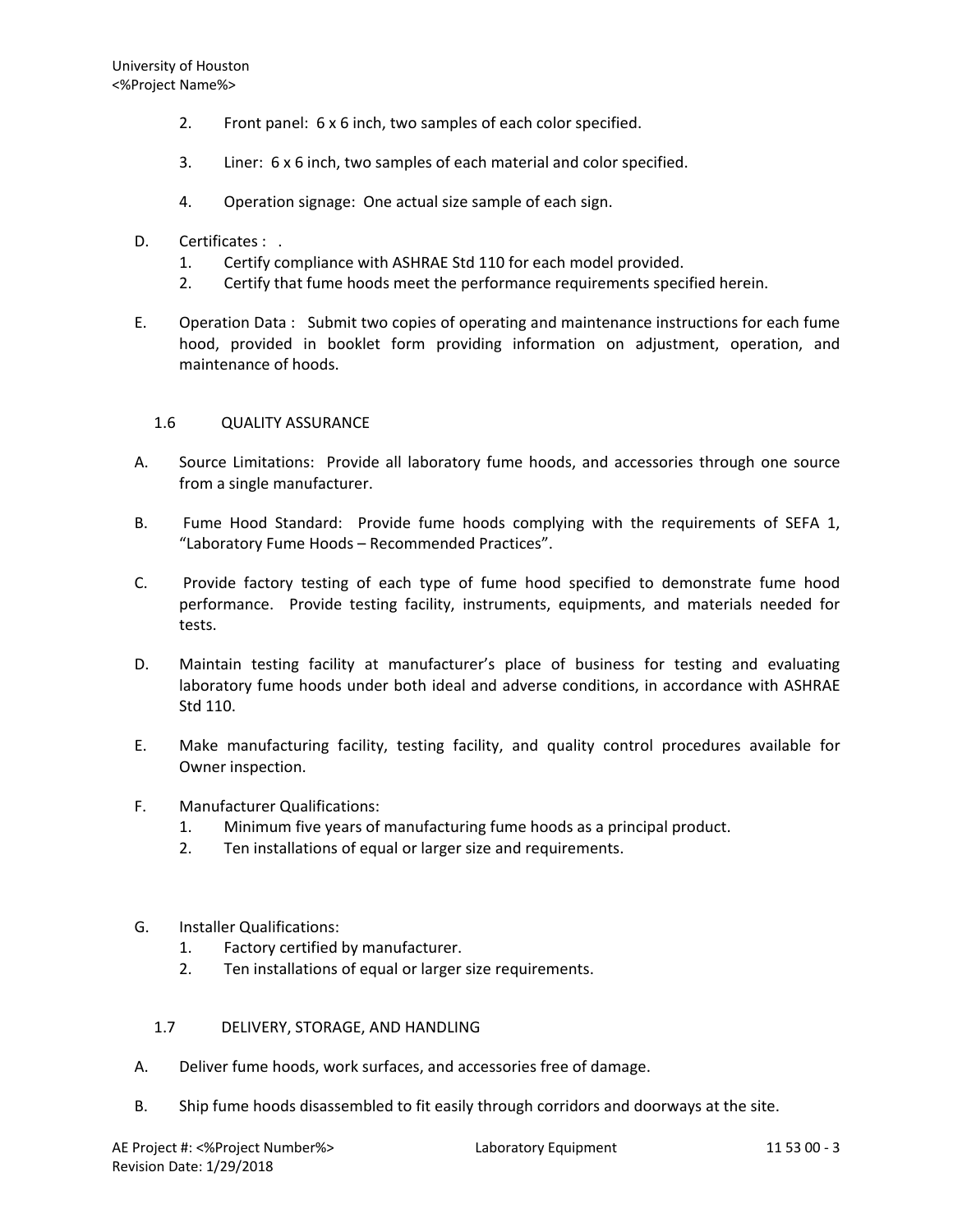2. Front panel: 6 x 6 inch, two samples of each color specified.

3. Liner: 6 x 6 inch, two samples of each material and color specified.

4. Operation signage: One actual size sample of each sign.

D. Certificates : .
   1. Certify compliance with ASHRAE Std 110 for each model provided.
   2. Certify that fume hoods meet the performance requirements specified herein.

E. Operation Data : Submit two copies of operating and maintenance instructions for each fume hood, provided in booklet form providing information on adjustment, operation, and maintenance of hoods.

## 1.6 QUALITY ASSURANCE

A. Source Limitations: Provide all laboratory fume hoods, and accessories through one source from a single manufacturer.

B. Fume Hood Standard: Provide fume hoods complying with the requirements of SEFA 1, "Laboratory Fume Hoods – Recommended Practices".

C. Provide factory testing of each type of fume hood specified to demonstrate fume hood performance. Provide testing facility, instruments, equipments, and materials needed for tests.

D. Maintain testing facility at manufacturer's place of business for testing and evaluating laboratory fume hoods under both ideal and adverse conditions, in accordance with ASHRAE Std 110.

E. Make manufacturing facility, testing facility, and quality control procedures available for Owner inspection.

F. Manufacturer Qualifications:
   1. Minimum five years of manufacturing fume hoods as a principal product.
   2. Ten installations of equal or larger size and requirements.

G. Installer Qualifications:
   1. Factory certified by manufacturer.
   2. Ten installations of equal or larger size requirements.

## 1.7 DELIVERY, STORAGE, AND HANDLING

A. Deliver fume hoods, work surfaces, and accessories free of damage.

B. Ship fume hoods disassembled to fit easily through corridors and doorways at the site.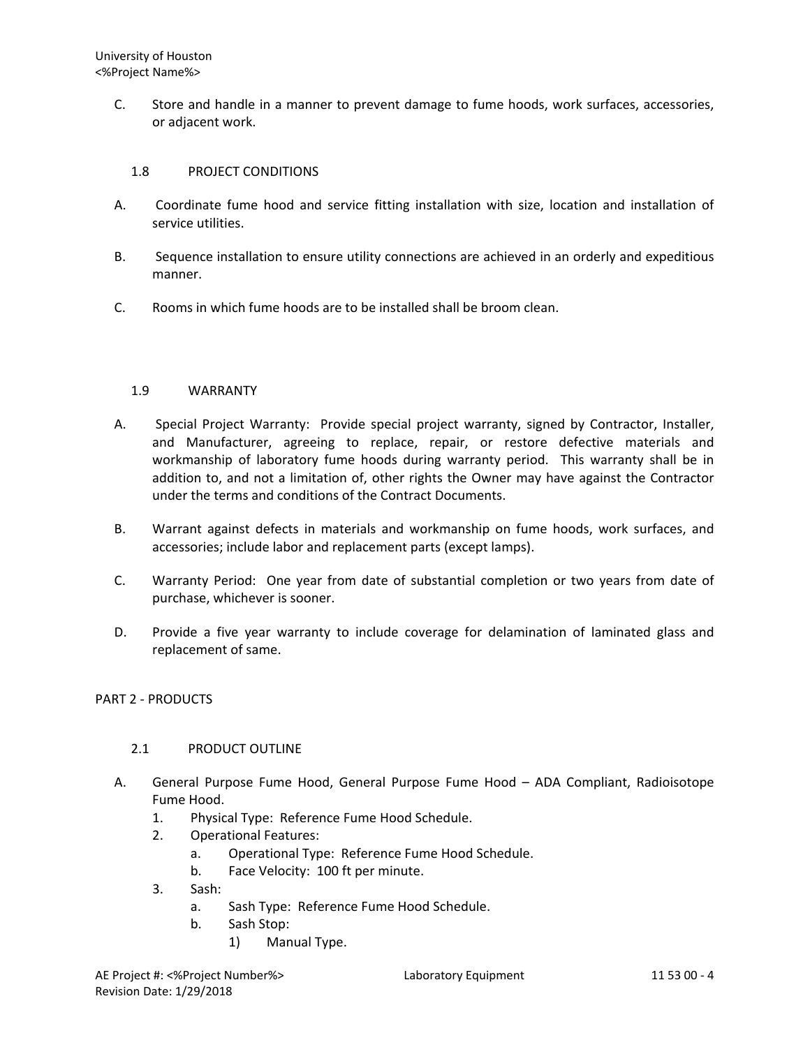C. Store and handle in a manner to prevent damage to fume hoods, work surfaces, accessories, or adjacent work.

### 1.8 PROJECT CONDITIONS

A. Coordinate fume hood and service fitting installation with size, location and installation of service utilities.

B. Sequence installation to ensure utility connections are achieved in an orderly and expeditious manner.

C. Rooms in which fume hoods are to be installed shall be broom clean.

### 1.9 WARRANTY

A. Special Project Warranty: Provide special project warranty, signed by Contractor, Installer, and Manufacturer, agreeing to replace, repair, or restore defective materials and workmanship of laboratory fume hoods during warranty period. This warranty shall be in addition to, and not a limitation of, other rights the Owner may have against the Contractor under the terms and conditions of the Contract Documents.

B. Warrant against defects in materials and workmanship on fume hoods, work surfaces, and accessories; include labor and replacement parts (except lamps).

C. Warranty Period: One year from date of substantial completion or two years from date of purchase, whichever is sooner.

D. Provide a five year warranty to include coverage for delamination of laminated glass and replacement of same.

## PART 2 - PRODUCTS

### 2.1 PRODUCT OUTLINE

A. General Purpose Fume Hood, General Purpose Fume Hood – ADA Compliant, Radioisotope Fume Hood.
   1. Physical Type: Reference Fume Hood Schedule.
   2. Operational Features:
      a. Operational Type: Reference Fume Hood Schedule.
      b. Face Velocity: 100 ft per minute.
   3. Sash:
      a. Sash Type: Reference Fume Hood Schedule.
      b. Sash Stop:
         1) Manual Type.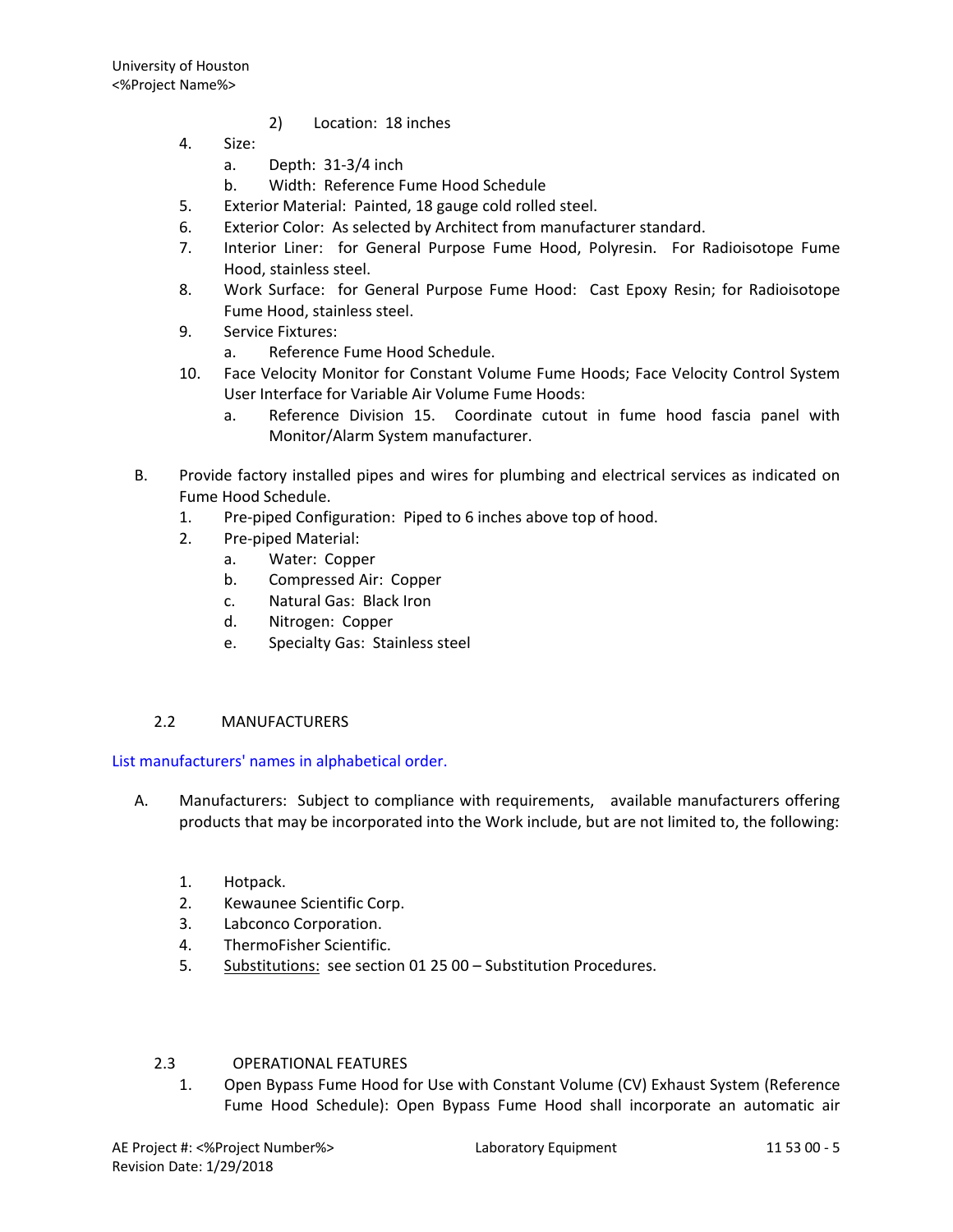2) Location: 18 inches

4. Size:
   a. Depth: 31-3/4 inch
   b. Width: Reference Fume Hood Schedule
5. Exterior Material: Painted, 18 gauge cold rolled steel.
6. Exterior Color: As selected by Architect from manufacturer standard.
7. Interior Liner: for General Purpose Fume Hood, Polyresin. For Radioisotope Fume Hood, stainless steel.
8. Work Surface: for General Purpose Fume Hood: Cast Epoxy Resin; for Radioisotope Fume Hood, stainless steel.
9. Service Fixtures:
   a. Reference Fume Hood Schedule.
10. Face Velocity Monitor for Constant Volume Fume Hoods; Face Velocity Control System User Interface for Variable Air Volume Fume Hoods:
    a. Reference Division 15. Coordinate cutout in fume hood fascia panel with Monitor/Alarm System manufacturer.

B. Provide factory installed pipes and wires for plumbing and electrical services as indicated on Fume Hood Schedule.
   1. Pre-piped Configuration: Piped to 6 inches above top of hood.
   2. Pre-piped Material:
      a. Water: Copper
      b. Compressed Air: Copper
      c. Natural Gas: Black Iron
      d. Nitrogen: Copper
      e. Specialty Gas: Stainless steel

## 2.2 MANUFACTURERS

List manufacturers' names in alphabetical order.

A. Manufacturers: Subject to compliance with requirements, available manufacturers offering products that may be incorporated into the Work include, but are not limited to, the following:

   1. Hotpack.
   2. Kewaunee Scientific Corp.
   3. Labconco Corporation.
   4. ThermoFisher Scientific.
   5. Substitutions: see section 01 25 00 – Substitution Procedures.

## 2.3 OPERATIONAL FEATURES

1. Open Bypass Fume Hood for Use with Constant Volume (CV) Exhaust System (Reference Fume Hood Schedule): Open Bypass Fume Hood shall incorporate an automatic air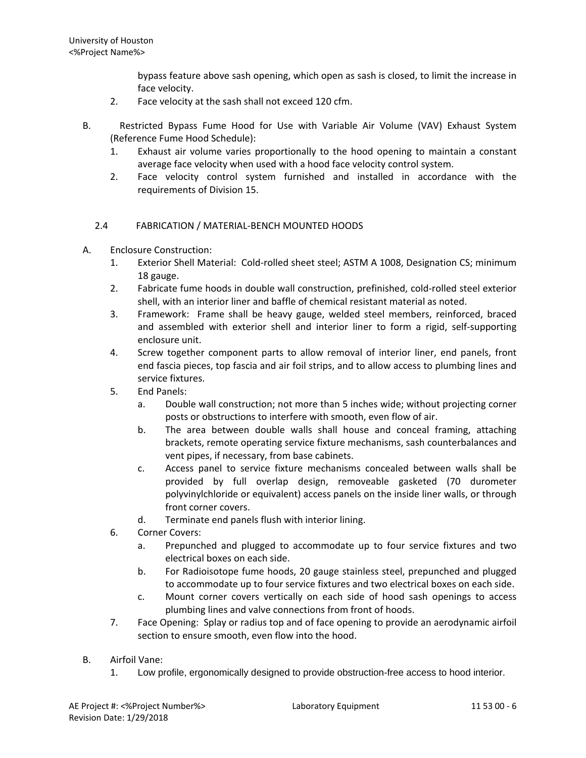bypass feature above sash opening, which open as sash is closed, to limit the increase in face velocity.

2. Face velocity at the sash shall not exceed 120 cfm.

B. Restricted Bypass Fume Hood for Use with Variable Air Volume (VAV) Exhaust System (Reference Fume Hood Schedule):
   1. Exhaust air volume varies proportionally to the hood opening to maintain a constant average face velocity when used with a hood face velocity control system.
   2. Face velocity control system furnished and installed in accordance with the requirements of Division 15.

## 2.4 FABRICATION / MATERIAL-BENCH MOUNTED HOODS

A. Enclosure Construction:
   1. Exterior Shell Material: Cold-rolled sheet steel; ASTM A 1008, Designation CS; minimum 18 gauge.
   2. Fabricate fume hoods in double wall construction, prefinished, cold-rolled steel exterior shell, with an interior liner and baffle of chemical resistant material as noted.
   3. Framework: Frame shall be heavy gauge, welded steel members, reinforced, braced and assembled with exterior shell and interior liner to form a rigid, self-supporting enclosure unit.
   4. Screw together component parts to allow removal of interior liner, end panels, front end fascia pieces, top fascia and air foil strips, and to allow access to plumbing lines and service fixtures.
   5. End Panels:
      a. Double wall construction; not more than 5 inches wide; without projecting corner posts or obstructions to interfere with smooth, even flow of air.
      b. The area between double walls shall house and conceal framing, attaching brackets, remote operating service fixture mechanisms, sash counterbalances and vent pipes, if necessary, from base cabinets.
      c. Access panel to service fixture mechanisms concealed between walls shall be provided by full overlap design, removeable gasketed (70 durometer polyvinylchloride or equivalent) access panels on the inside liner walls, or through front corner covers.
      d. Terminate end panels flush with interior lining.
   6. Corner Covers:
      a. Prepunched and plugged to accommodate up to four service fixtures and two electrical boxes on each side.
      b. For Radioisotope fume hoods, 20 gauge stainless steel, prepunched and plugged to accommodate up to four service fixtures and two electrical boxes on each side.
      c. Mount corner covers vertically on each side of hood sash openings to access plumbing lines and valve connections from front of hoods.
   7. Face Opening: Splay or radius top and of face opening to provide an aerodynamic airfoil section to ensure smooth, even flow into the hood.

B. Airfoil Vane:
   1. Low profile, ergonomically designed to provide obstruction-free access to hood interior.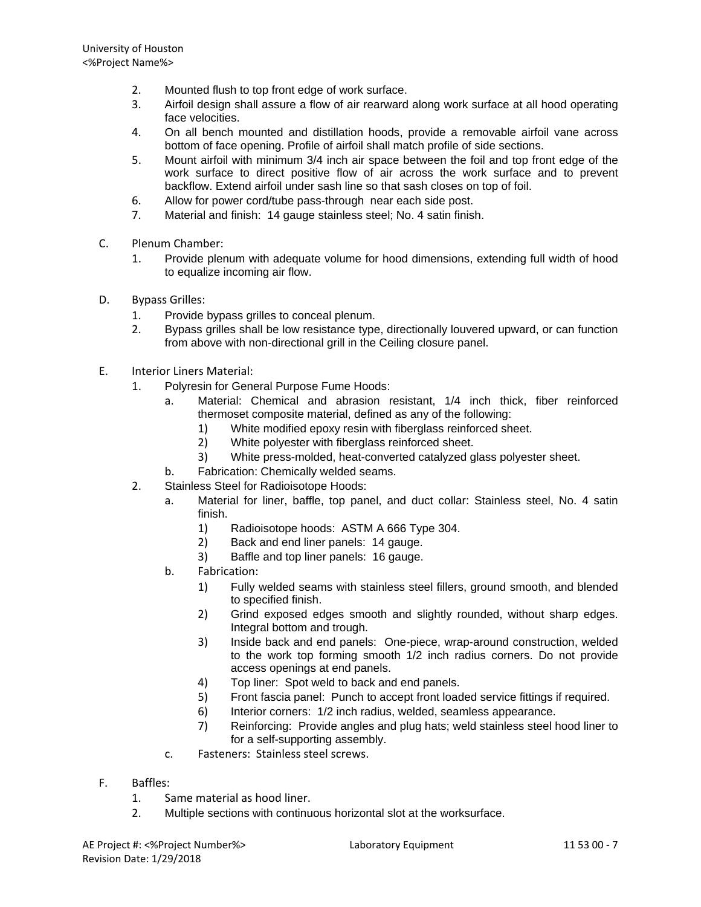2. Mounted flush to top front edge of work surface.
3. Airfoil design shall assure a flow of air rearward along work surface at all hood operating face velocities.
4. On all bench mounted and distillation hoods, provide a removable airfoil vane across bottom of face opening. Profile of airfoil shall match profile of side sections.
5. Mount airfoil with minimum 3/4 inch air space between the foil and top front edge of the work surface to direct positive flow of air across the work surface and to prevent backflow. Extend airfoil under sash line so that sash closes on top of foil.
6. Allow for power cord/tube pass-through near each side post.
7. Material and finish: 14 gauge stainless steel; No. 4 satin finish.

C. Plenum Chamber:
   1. Provide plenum with adequate volume for hood dimensions, extending full width of hood to equalize incoming air flow.

D. Bypass Grilles:
   1. Provide bypass grilles to conceal plenum.
   2. Bypass grilles shall be low resistance type, directionally louvered upward, or can function from above with non-directional grill in the Ceiling closure panel.

E. Interior Liners Material:
   1. Polyresin for General Purpose Fume Hoods:
      a. Material: Chemical and abrasion resistant, 1/4 inch thick, fiber reinforced thermoset composite material, defined as any of the following:
         1) White modified epoxy resin with fiberglass reinforced sheet.
         2) White polyester with fiberglass reinforced sheet.
         3) White press-molded, heat-converted catalyzed glass polyester sheet.
      b. Fabrication: Chemically welded seams.
   2. Stainless Steel for Radioisotope Hoods:
      a. Material for liner, baffle, top panel, and duct collar: Stainless steel, No. 4 satin finish.
         1) Radioisotope hoods: ASTM A 666 Type 304.
         2) Back and end liner panels: 14 gauge.
         3) Baffle and top liner panels: 16 gauge.
      b. Fabrication:
         1) Fully welded seams with stainless steel fillers, ground smooth, and blended to specified finish.
         2) Grind exposed edges smooth and slightly rounded, without sharp edges. Integral bottom and trough.
         3) Inside back and end panels: One-piece, wrap-around construction, welded to the work top forming smooth 1/2 inch radius corners. Do not provide access openings at end panels.
         4) Top liner: Spot weld to back and end panels.
         5) Front fascia panel: Punch to accept front loaded service fittings if required.
         6) Interior corners: 1/2 inch radius, welded, seamless appearance.
         7) Reinforcing: Provide angles and plug hats; weld stainless steel hood liner to for a self-supporting assembly.
      c. Fasteners: Stainless steel screws.

F. Baffles:
   1. Same material as hood liner.
   2. Multiple sections with continuous horizontal slot at the worksurface.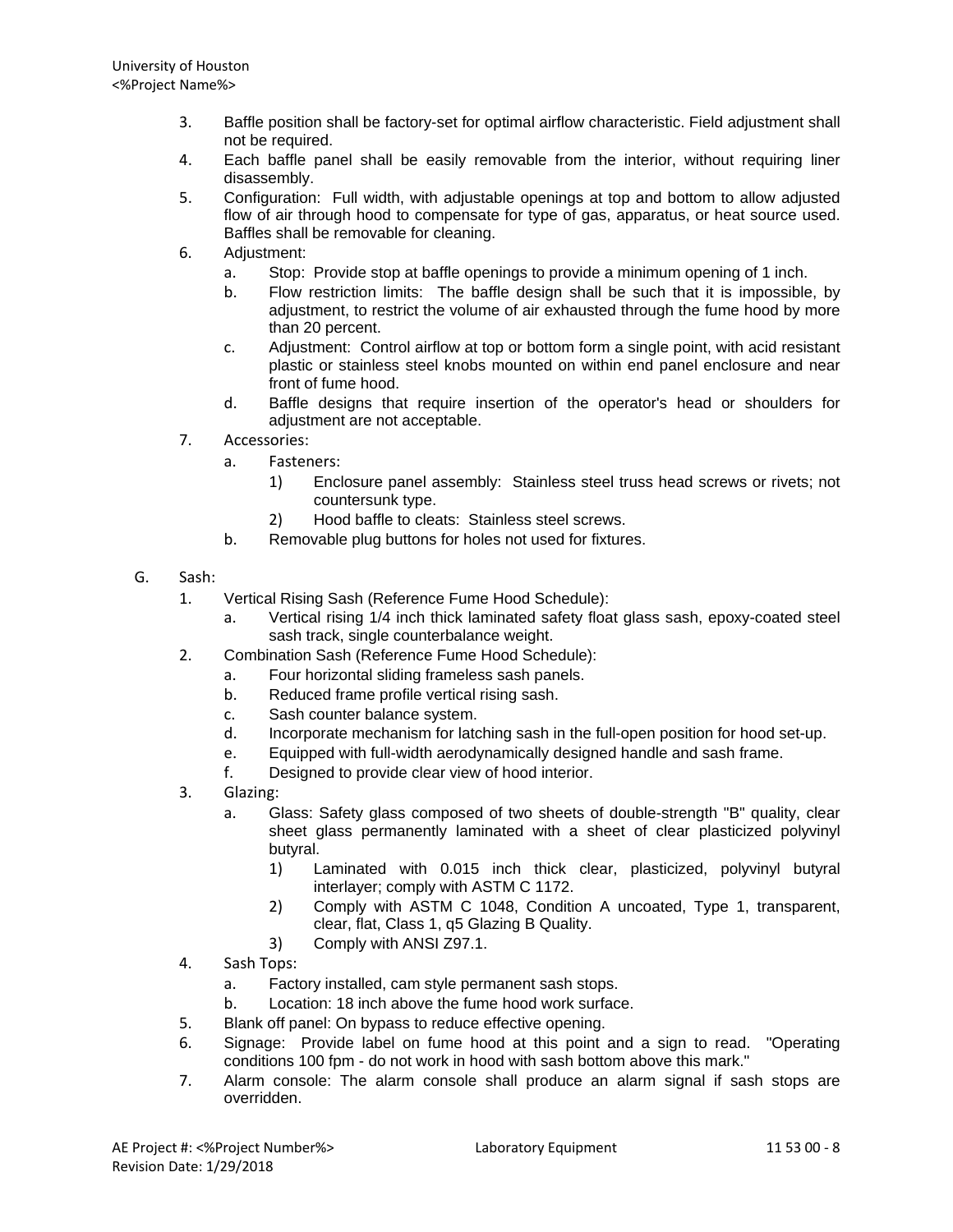3. Baffle position shall be factory-set for optimal airflow characteristic. Field adjustment shall not be required.
4. Each baffle panel shall be easily removable from the interior, without requiring liner disassembly.
5. Configuration: Full width, with adjustable openings at top and bottom to allow adjusted flow of air through hood to compensate for type of gas, apparatus, or heat source used. Baffles shall be removable for cleaning.
6. Adjustment:
   a. Stop: Provide stop at baffle openings to provide a minimum opening of 1 inch.
   b. Flow restriction limits: The baffle design shall be such that it is impossible, by adjustment, to restrict the volume of air exhausted through the fume hood by more than 20 percent.
   c. Adjustment: Control airflow at top or bottom form a single point, with acid resistant plastic or stainless steel knobs mounted on within end panel enclosure and near front of fume hood.
   d. Baffle designs that require insertion of the operator's head or shoulders for adjustment are not acceptable.
7. Accessories:
   a. Fasteners:
      1) Enclosure panel assembly: Stainless steel truss head screws or rivets; not countersunk type.
      2) Hood baffle to cleats: Stainless steel screws.
   b. Removable plug buttons for holes not used for fixtures.

G. Sash:
1. Vertical Rising Sash (Reference Fume Hood Schedule):
   a. Vertical rising 1/4 inch thick laminated safety float glass sash, epoxy-coated steel sash track, single counterbalance weight.
2. Combination Sash (Reference Fume Hood Schedule):
   a. Four horizontal sliding frameless sash panels.
   b. Reduced frame profile vertical rising sash.
   c. Sash counter balance system.
   d. Incorporate mechanism for latching sash in the full-open position for hood set-up.
   e. Equipped with full-width aerodynamically designed handle and sash frame.
   f. Designed to provide clear view of hood interior.
3. Glazing:
   a. Glass: Safety glass composed of two sheets of double-strength "B" quality, clear sheet glass permanently laminated with a sheet of clear plasticized polyvinyl butyral.
      1) Laminated with 0.015 inch thick clear, plasticized, polyvinyl butyral interlayer; comply with ASTM C 1172.
      2) Comply with ASTM C 1048, Condition A uncoated, Type 1, transparent, clear, flat, Class 1, q5 Glazing B Quality.
      3) Comply with ANSI Z97.1.
4. Sash Tops:
   a. Factory installed, cam style permanent sash stops.
   b. Location: 18 inch above the fume hood work surface.
5. Blank off panel: On bypass to reduce effective opening.
6. Signage: Provide label on fume hood at this point and a sign to read. "Operating conditions 100 fpm - do not work in hood with sash bottom above this mark."
7. Alarm console: The alarm console shall produce an alarm signal if sash stops are overridden.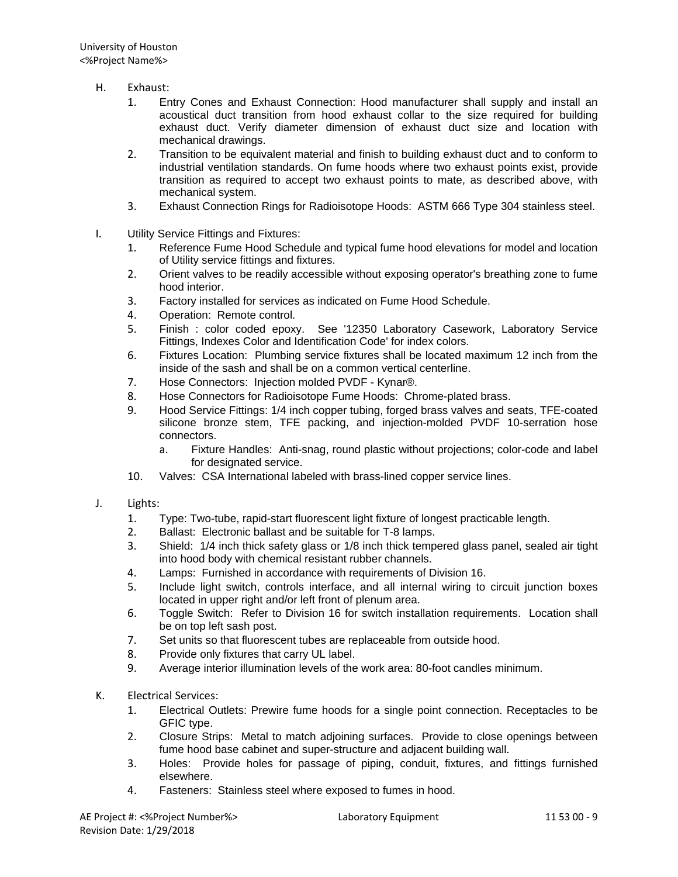H. Exhaust:

1. Entry Cones and Exhaust Connection: Hood manufacturer shall supply and install an acoustical duct transition from hood exhaust collar to the size required for building exhaust duct. Verify diameter dimension of exhaust duct size and location with mechanical drawings.
2. Transition to be equivalent material and finish to building exhaust duct and to conform to industrial ventilation standards. On fume hoods where two exhaust points exist, provide transition as required to accept two exhaust points to mate, as described above, with mechanical system.
3. Exhaust Connection Rings for Radioisotope Hoods: ASTM 666 Type 304 stainless steel.

I. Utility Service Fittings and Fixtures:

1. Reference Fume Hood Schedule and typical fume hood elevations for model and location of Utility service fittings and fixtures.
2. Orient valves to be readily accessible without exposing operator's breathing zone to fume hood interior.
3. Factory installed for services as indicated on Fume Hood Schedule.
4. Operation: Remote control.
5. Finish : color coded epoxy. See '12350 Laboratory Casework, Laboratory Service Fittings, Indexes Color and Identification Code' for index colors.
6. Fixtures Location: Plumbing service fixtures shall be located maximum 12 inch from the inside of the sash and shall be on a common vertical centerline.
7. Hose Connectors: Injection molded PVDF - Kynar®.
8. Hose Connectors for Radioisotope Fume Hoods: Chrome-plated brass.
9. Hood Service Fittings: 1/4 inch copper tubing, forged brass valves and seats, TFE-coated silicone bronze stem, TFE packing, and injection-molded PVDF 10-serration hose connectors.
   a. Fixture Handles: Anti-snag, round plastic without projections; color-code and label for designated service.
10. Valves: CSA International labeled with brass-lined copper service lines.

J. Lights:

1. Type: Two-tube, rapid-start fluorescent light fixture of longest practicable length.
2. Ballast: Electronic ballast and be suitable for T-8 lamps.
3. Shield: 1/4 inch thick safety glass or 1/8 inch thick tempered glass panel, sealed air tight into hood body with chemical resistant rubber channels.
4. Lamps: Furnished in accordance with requirements of Division 16.
5. Include light switch, controls interface, and all internal wiring to circuit junction boxes located in upper right and/or left front of plenum area.
6. Toggle Switch: Refer to Division 16 for switch installation requirements. Location shall be on top left sash post.
7. Set units so that fluorescent tubes are replaceable from outside hood.
8. Provide only fixtures that carry UL label.
9. Average interior illumination levels of the work area: 80-foot candles minimum.

K. Electrical Services:

1. Electrical Outlets: Prewire fume hoods for a single point connection. Receptacles to be GFIC type.
2. Closure Strips: Metal to match adjoining surfaces. Provide to close openings between fume hood base cabinet and super-structure and adjacent building wall.
3. Holes: Provide holes for passage of piping, conduit, fixtures, and fittings furnished elsewhere.
4. Fasteners: Stainless steel where exposed to fumes in hood.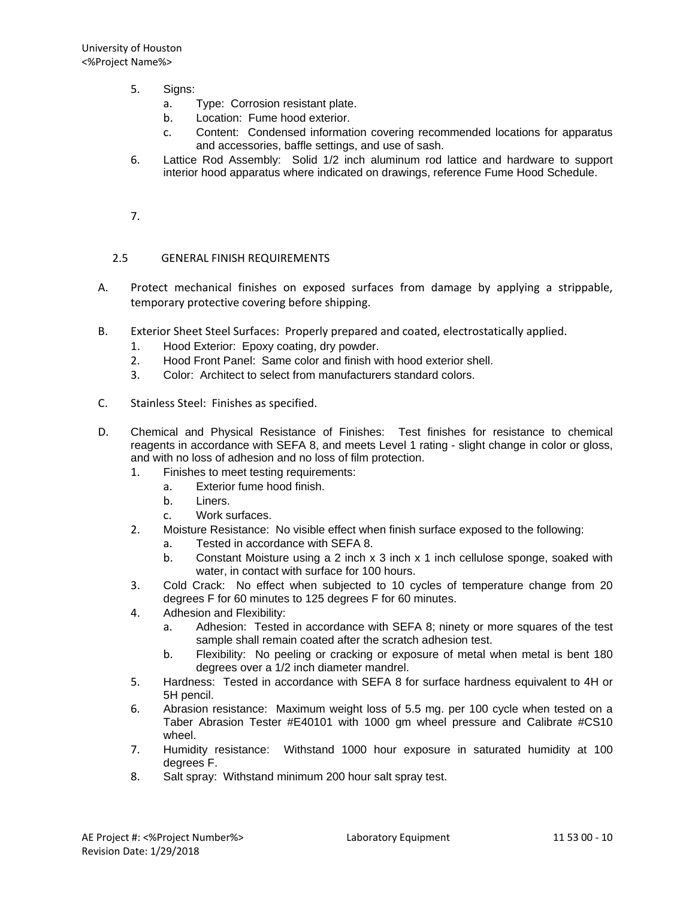5. Signs:
    a. Type: Corrosion resistant plate.
    b. Location: Fume hood exterior.
    c. Content: Condensed information covering recommended locations for apparatus and accessories, baffle settings, and use of sash.
6. Lattice Rod Assembly: Solid 1/2 inch aluminum rod lattice and hardware to support interior hood apparatus where indicated on drawings, reference Fume Hood Schedule.

7.

## 2.5 GENERAL FINISH REQUIREMENTS

A. Protect mechanical finishes on exposed surfaces from damage by applying a strippable, temporary protective covering before shipping.

B. Exterior Sheet Steel Surfaces: Properly prepared and coated, electrostatically applied.
   1. Hood Exterior: Epoxy coating, dry powder.
   2. Hood Front Panel: Same color and finish with hood exterior shell.
   3. Color: Architect to select from manufacturers standard colors.

C. Stainless Steel: Finishes as specified.

D. Chemical and Physical Resistance of Finishes: Test finishes for resistance to chemical reagents in accordance with SEFA 8, and meets Level 1 rating - slight change in color or gloss, and with no loss of adhesion and no loss of film protection.
   1. Finishes to meet testing requirements:
      a. Exterior fume hood finish.
      b. Liners.
      c. Work surfaces.
   2. Moisture Resistance: No visible effect when finish surface exposed to the following:
      a. Tested in accordance with SEFA 8.
      b. Constant Moisture using a 2 inch x 3 inch x 1 inch cellulose sponge, soaked with water, in contact with surface for 100 hours.
   3. Cold Crack: No effect when subjected to 10 cycles of temperature change from 20 degrees F for 60 minutes to 125 degrees F for 60 minutes.
   4. Adhesion and Flexibility:
      a. Adhesion: Tested in accordance with SEFA 8; ninety or more squares of the test sample shall remain coated after the scratch adhesion test.
      b. Flexibility: No peeling or cracking or exposure of metal when metal is bent 180 degrees over a 1/2 inch diameter mandrel.
   5. Hardness: Tested in accordance with SEFA 8 for surface hardness equivalent to 4H or 5H pencil.
   6. Abrasion resistance: Maximum weight loss of 5.5 mg. per 100 cycle when tested on a Taber Abrasion Tester #E40101 with 1000 gm wheel pressure and Calibrate #CS10 wheel.
   7. Humidity resistance: Withstand 1000 hour exposure in saturated humidity at 100 degrees F.
   8. Salt spray: Withstand minimum 200 hour salt spray test.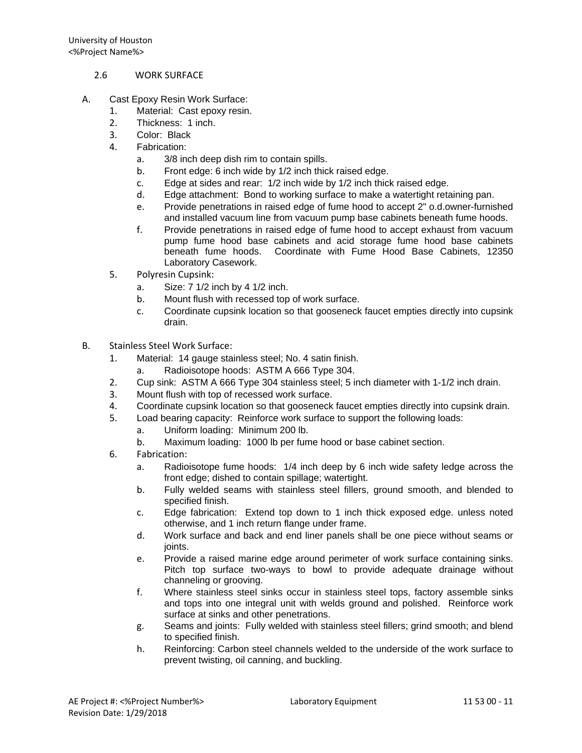## 2.6 WORK SURFACE

A. Cast Epoxy Resin Work Surface:

1. Material: Cast epoxy resin.
2. Thickness: 1 inch.
3. Color: Black
4. Fabrication:
   a. 3/8 inch deep dish rim to contain spills.
   b. Front edge: 6 inch wide by 1/2 inch thick raised edge.
   c. Edge at sides and rear: 1/2 inch wide by 1/2 inch thick raised edge.
   d. Edge attachment: Bond to working surface to make a watertight retaining pan.
   e. Provide penetrations in raised edge of fume hood to accept 2" o.d.owner-furnished and installed vacuum line from vacuum pump base cabinets beneath fume hoods.
   f. Provide penetrations in raised edge of fume hood to accept exhaust from vacuum pump fume hood base cabinets and acid storage fume hood base cabinets beneath fume hoods. Coordinate with Fume Hood Base Cabinets, 12350 Laboratory Casework.
5. Polyresin Cupsink:
   a. Size: 7 1/2 inch by 4 1/2 inch.
   b. Mount flush with recessed top of work surface.
   c. Coordinate cupsink location so that gooseneck faucet empties directly into cupsink drain.

B. Stainless Steel Work Surface:

1. Material: 14 gauge stainless steel; No. 4 satin finish.
   a. Radioisotope hoods: ASTM A 666 Type 304.
2. Cup sink: ASTM A 666 Type 304 stainless steel; 5 inch diameter with 1-1/2 inch drain.
3. Mount flush with top of recessed work surface.
4. Coordinate cupsink location so that gooseneck faucet empties directly into cupsink drain.
5. Load bearing capacity: Reinforce work surface to support the following loads:
   a. Uniform loading: Minimum 200 lb.
   b. Maximum loading: 1000 lb per fume hood or base cabinet section.
6. Fabrication:
   a. Radioisotope fume hoods: 1/4 inch deep by 6 inch wide safety ledge across the front edge; dished to contain spillage; watertight.
   b. Fully welded seams with stainless steel fillers, ground smooth, and blended to specified finish.
   c. Edge fabrication: Extend top down to 1 inch thick exposed edge. unless noted otherwise, and 1 inch return flange under frame.
   d. Work surface and back and end liner panels shall be one piece without seams or joints.
   e. Provide a raised marine edge around perimeter of work surface containing sinks. Pitch top surface two-ways to bowl to provide adequate drainage without channeling or grooving.
   f. Where stainless steel sinks occur in stainless steel tops, factory assemble sinks and tops into one integral unit with welds ground and polished. Reinforce work surface at sinks and other penetrations.
   g. Seams and joints: Fully welded with stainless steel fillers; grind smooth; and blend to specified finish.
   h. Reinforcing: Carbon steel channels welded to the underside of the work surface to prevent twisting, oil canning, and buckling.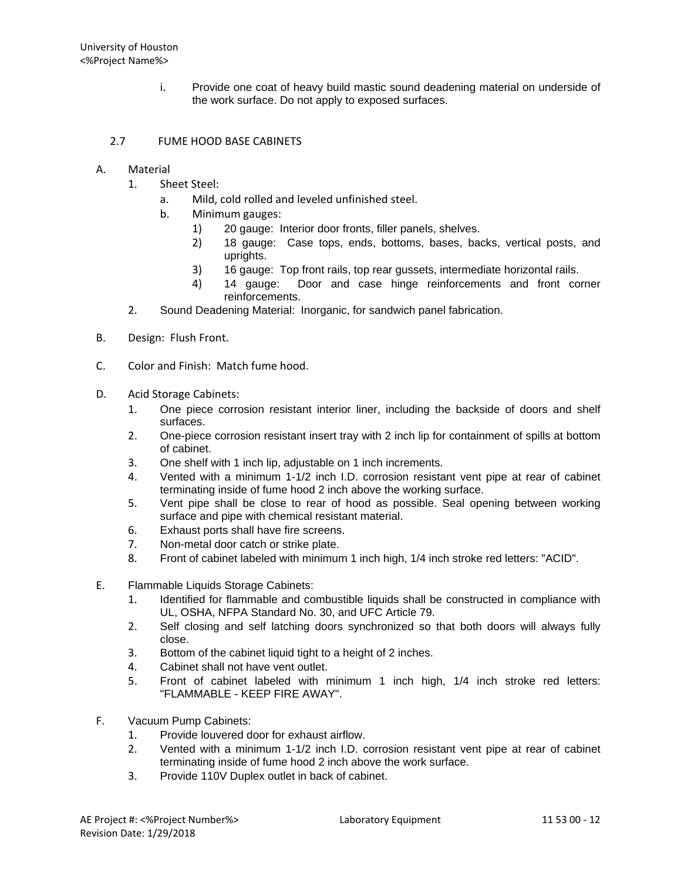i. Provide one coat of heavy build mastic sound deadening material on underside of the work surface. Do not apply to exposed surfaces.

## 2.7 FUME HOOD BASE CABINETS

A. Material
   1. Sheet Steel:
      a. Mild, cold rolled and leveled unfinished steel.
      b. Minimum gauges:
         1) 20 gauge: Interior door fronts, filler panels, shelves.
         2) 18 gauge: Case tops, ends, bottoms, bases, backs, vertical posts, and uprights.
         3) 16 gauge: Top front rails, top rear gussets, intermediate horizontal rails.
         4) 14 gauge: Door and case hinge reinforcements and front corner reinforcements.
   2. Sound Deadening Material: Inorganic, for sandwich panel fabrication.

B. Design: Flush Front.

C. Color and Finish: Match fume hood.

D. Acid Storage Cabinets:
   1. One piece corrosion resistant interior liner, including the backside of doors and shelf surfaces.
   2. One-piece corrosion resistant insert tray with 2 inch lip for containment of spills at bottom of cabinet.
   3. One shelf with 1 inch lip, adjustable on 1 inch increments.
   4. Vented with a minimum 1-1/2 inch I.D. corrosion resistant vent pipe at rear of cabinet terminating inside of fume hood 2 inch above the working surface.
   5. Vent pipe shall be close to rear of hood as possible. Seal opening between working surface and pipe with chemical resistant material.
   6. Exhaust ports shall have fire screens.
   7. Non-metal door catch or strike plate.
   8. Front of cabinet labeled with minimum 1 inch high, 1/4 inch stroke red letters: "ACID".

E. Flammable Liquids Storage Cabinets:
   1. Identified for flammable and combustible liquids shall be constructed in compliance with UL, OSHA, NFPA Standard No. 30, and UFC Article 79.
   2. Self closing and self latching doors synchronized so that both doors will always fully close.
   3. Bottom of the cabinet liquid tight to a height of 2 inches.
   4. Cabinet shall not have vent outlet.
   5. Front of cabinet labeled with minimum 1 inch high, 1/4 inch stroke red letters: "FLAMMABLE - KEEP FIRE AWAY".

F. Vacuum Pump Cabinets:
   1. Provide louvered door for exhaust airflow.
   2. Vented with a minimum 1-1/2 inch I.D. corrosion resistant vent pipe at rear of cabinet terminating inside of fume hood 2 inch above the work surface.
   3. Provide 110V Duplex outlet in back of cabinet.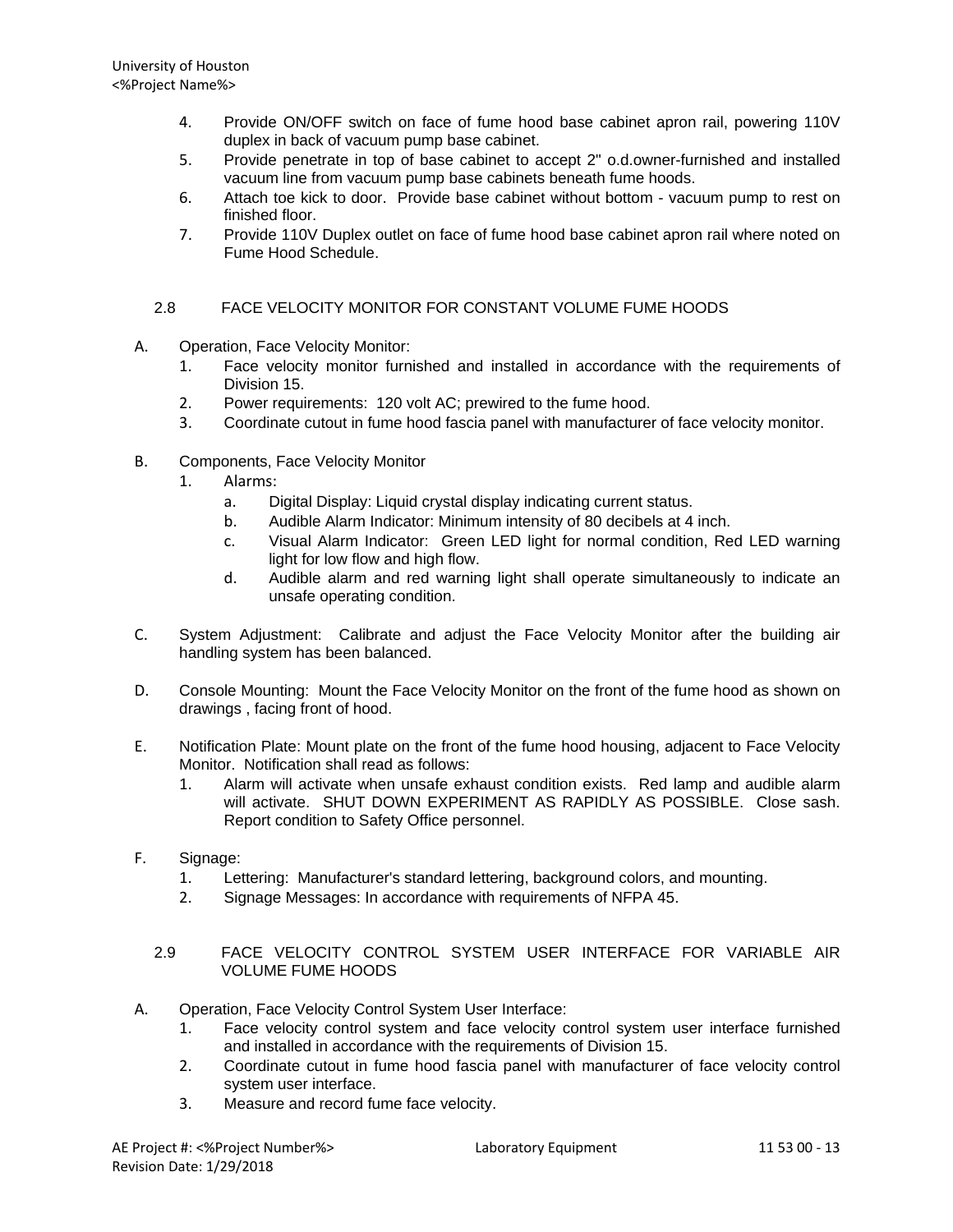4. Provide ON/OFF switch on face of fume hood base cabinet apron rail, powering 110V duplex in back of vacuum pump base cabinet.
5. Provide penetrate in top of base cabinet to accept 2" o.d.owner-furnished and installed vacuum line from vacuum pump base cabinets beneath fume hoods.
6. Attach toe kick to door. Provide base cabinet without bottom - vacuum pump to rest on finished floor.
7. Provide 110V Duplex outlet on face of fume hood base cabinet apron rail where noted on Fume Hood Schedule.

## 2.8 FACE VELOCITY MONITOR FOR CONSTANT VOLUME FUME HOODS

A. Operation, Face Velocity Monitor:
   1. Face velocity monitor furnished and installed in accordance with the requirements of Division 15.
   2. Power requirements: 120 volt AC; prewired to the fume hood.
   3. Coordinate cutout in fume hood fascia panel with manufacturer of face velocity monitor.

B. Components, Face Velocity Monitor
   1. Alarms:
      a. Digital Display: Liquid crystal display indicating current status.
      b. Audible Alarm Indicator: Minimum intensity of 80 decibels at 4 inch.
      c. Visual Alarm Indicator: Green LED light for normal condition, Red LED warning light for low flow and high flow.
      d. Audible alarm and red warning light shall operate simultaneously to indicate an unsafe operating condition.

C. System Adjustment: Calibrate and adjust the Face Velocity Monitor after the building air handling system has been balanced.

D. Console Mounting: Mount the Face Velocity Monitor on the front of the fume hood as shown on drawings , facing front of hood.

E. Notification Plate: Mount plate on the front of the fume hood housing, adjacent to Face Velocity Monitor. Notification shall read as follows:
   1. Alarm will activate when unsafe exhaust condition exists. Red lamp and audible alarm will activate. SHUT DOWN EXPERIMENT AS RAPIDLY AS POSSIBLE. Close sash. Report condition to Safety Office personnel.

F. Signage:
   1. Lettering: Manufacturer's standard lettering, background colors, and mounting.
   2. Signage Messages: In accordance with requirements of NFPA 45.

## 2.9 FACE VELOCITY CONTROL SYSTEM USER INTERFACE FOR VARIABLE AIR VOLUME FUME HOODS

A. Operation, Face Velocity Control System User Interface:
   1. Face velocity control system and face velocity control system user interface furnished and installed in accordance with the requirements of Division 15.
   2. Coordinate cutout in fume hood fascia panel with manufacturer of face velocity control system user interface.
   3. Measure and record fume face velocity.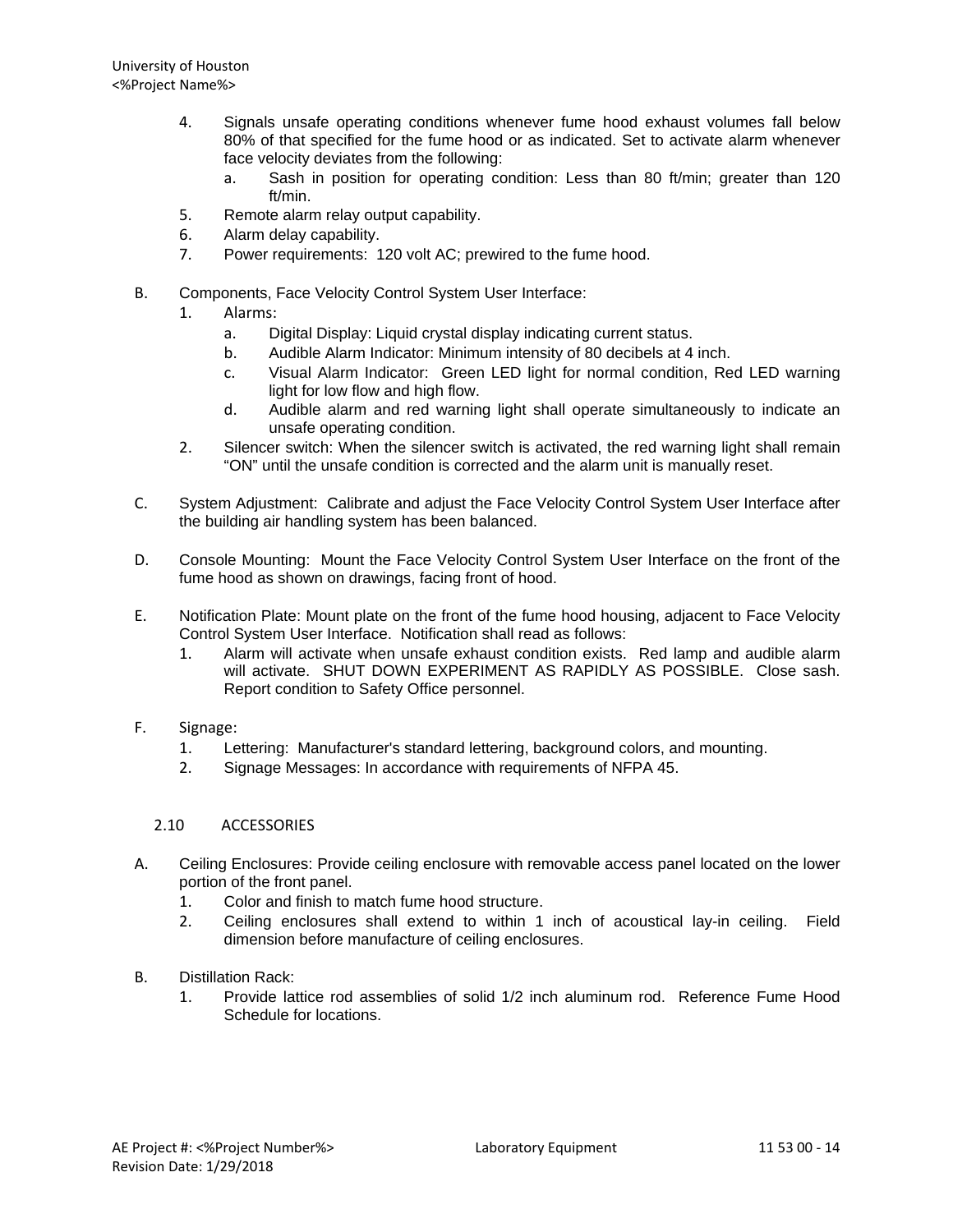4. Signals unsafe operating conditions whenever fume hood exhaust volumes fall below 80% of that specified for the fume hood or as indicated. Set to activate alarm whenever face velocity deviates from the following:
   a. Sash in position for operating condition: Less than 80 ft/min; greater than 120 ft/min.
5. Remote alarm relay output capability.
6. Alarm delay capability.
7. Power requirements: 120 volt AC; prewired to the fume hood.

B. Components, Face Velocity Control System User Interface:
   1. Alarms:
      a. Digital Display: Liquid crystal display indicating current status.
      b. Audible Alarm Indicator: Minimum intensity of 80 decibels at 4 inch.
      c. Visual Alarm Indicator: Green LED light for normal condition, Red LED warning light for low flow and high flow.
      d. Audible alarm and red warning light shall operate simultaneously to indicate an unsafe operating condition.
   2. Silencer switch: When the silencer switch is activated, the red warning light shall remain "ON" until the unsafe condition is corrected and the alarm unit is manually reset.

C. System Adjustment: Calibrate and adjust the Face Velocity Control System User Interface after the building air handling system has been balanced.

D. Console Mounting: Mount the Face Velocity Control System User Interface on the front of the fume hood as shown on drawings, facing front of hood.

E. Notification Plate: Mount plate on the front of the fume hood housing, adjacent to Face Velocity Control System User Interface. Notification shall read as follows:
   1. Alarm will activate when unsafe exhaust condition exists. Red lamp and audible alarm will activate. SHUT DOWN EXPERIMENT AS RAPIDLY AS POSSIBLE. Close sash. Report condition to Safety Office personnel.

F. Signage:
   1. Lettering: Manufacturer's standard lettering, background colors, and mounting.
   2. Signage Messages: In accordance with requirements of NFPA 45.

## 2.10 ACCESSORIES

A. Ceiling Enclosures: Provide ceiling enclosure with removable access panel located on the lower portion of the front panel.
   1. Color and finish to match fume hood structure.
   2. Ceiling enclosures shall extend to within 1 inch of acoustical lay-in ceiling. Field dimension before manufacture of ceiling enclosures.

B. Distillation Rack:
   1. Provide lattice rod assemblies of solid 1/2 inch aluminum rod. Reference Fume Hood Schedule for locations.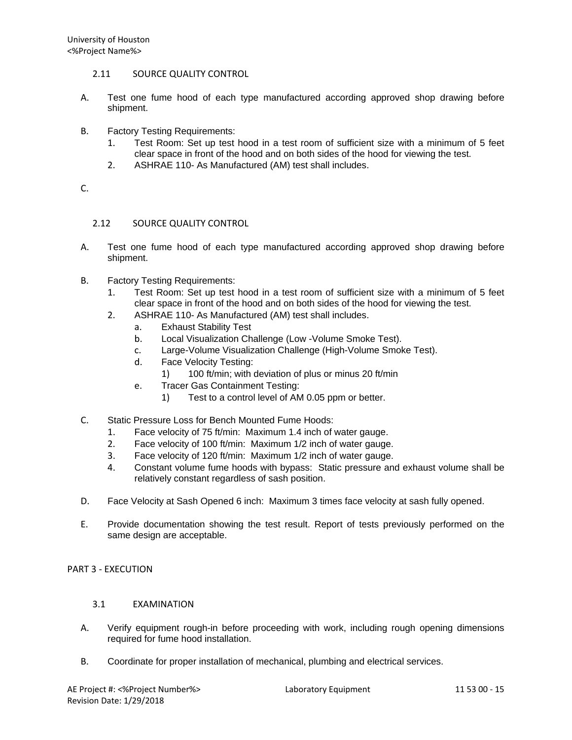### 2.11 SOURCE QUALITY CONTROL

A. Test one fume hood of each type manufactured according approved shop drawing before shipment.

B. Factory Testing Requirements:
   1. Test Room: Set up test hood in a test room of sufficient size with a minimum of 5 feet clear space in front of the hood and on both sides of the hood for viewing the test.
   2. ASHRAE 110- As Manufactured (AM) test shall includes.

C.

### 2.12 SOURCE QUALITY CONTROL

A. Test one fume hood of each type manufactured according approved shop drawing before shipment.

B. Factory Testing Requirements:
   1. Test Room: Set up test hood in a test room of sufficient size with a minimum of 5 feet clear space in front of the hood and on both sides of the hood for viewing the test.
   2. ASHRAE 110- As Manufactured (AM) test shall includes.
      a. Exhaust Stability Test
      b. Local Visualization Challenge (Low -Volume Smoke Test).
      c. Large-Volume Visualization Challenge (High-Volume Smoke Test).
      d. Face Velocity Testing:
         1) 100 ft/min; with deviation of plus or minus 20 ft/min
      e. Tracer Gas Containment Testing:
         1) Test to a control level of AM 0.05 ppm or better.

C. Static Pressure Loss for Bench Mounted Fume Hoods:
   1. Face velocity of 75 ft/min: Maximum 1.4 inch of water gauge.
   2. Face velocity of 100 ft/min: Maximum 1/2 inch of water gauge.
   3. Face velocity of 120 ft/min: Maximum 1/2 inch of water gauge.
   4. Constant volume fume hoods with bypass: Static pressure and exhaust volume shall be relatively constant regardless of sash position.

D. Face Velocity at Sash Opened 6 inch: Maximum 3 times face velocity at sash fully opened.

E. Provide documentation showing the test result. Report of tests previously performed on the same design are acceptable.

## PART 3 - EXECUTION

### 3.1 EXAMINATION

A. Verify equipment rough-in before proceeding with work, including rough opening dimensions required for fume hood installation.

B. Coordinate for proper installation of mechanical, plumbing and electrical services.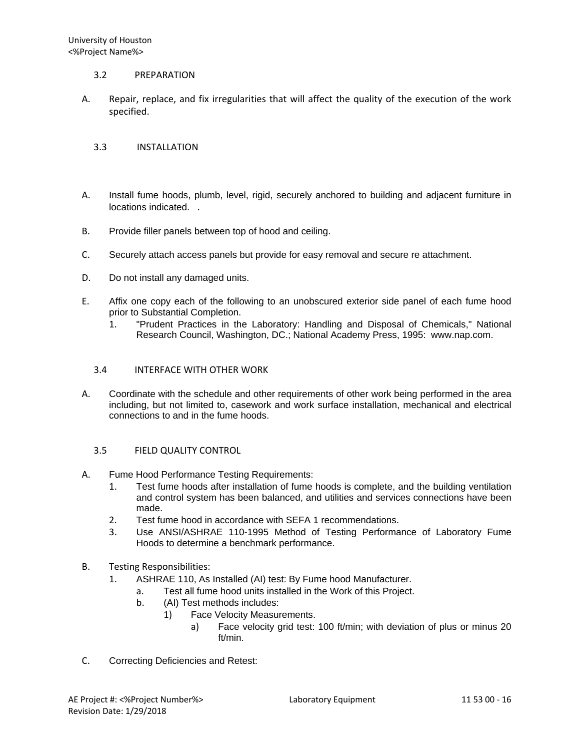## 3.2 PREPARATION

A. Repair, replace, and fix irregularities that will affect the quality of the execution of the work specified.

## 3.3 INSTALLATION

A. Install fume hoods, plumb, level, rigid, securely anchored to building and adjacent furniture in locations indicated. .

B. Provide filler panels between top of hood and ceiling.

C. Securely attach access panels but provide for easy removal and secure re attachment.

D. Do not install any damaged units.

E. Affix one copy each of the following to an unobscured exterior side panel of each fume hood prior to Substantial Completion.
   1. "Prudent Practices in the Laboratory: Handling and Disposal of Chemicals," National Research Council, Washington, DC.; National Academy Press, 1995: www.nap.com.

## 3.4 INTERFACE WITH OTHER WORK

A. Coordinate with the schedule and other requirements of other work being performed in the area including, but not limited to, casework and work surface installation, mechanical and electrical connections to and in the fume hoods.

## 3.5 FIELD QUALITY CONTROL

A. Fume Hood Performance Testing Requirements:
   1. Test fume hoods after installation of fume hoods is complete, and the building ventilation and control system has been balanced, and utilities and services connections have been made.
   2. Test fume hood in accordance with SEFA 1 recommendations.
   3. Use ANSI/ASHRAE 110-1995 Method of Testing Performance of Laboratory Fume Hoods to determine a benchmark performance.

B. Testing Responsibilities:
   1. ASHRAE 110, As Installed (AI) test: By Fume hood Manufacturer.
      a. Test all fume hood units installed in the Work of this Project.
      b. (AI) Test methods includes:
         1) Face Velocity Measurements.
            a) Face velocity grid test: 100 ft/min; with deviation of plus or minus 20 ft/min.

C. Correcting Deficiencies and Retest: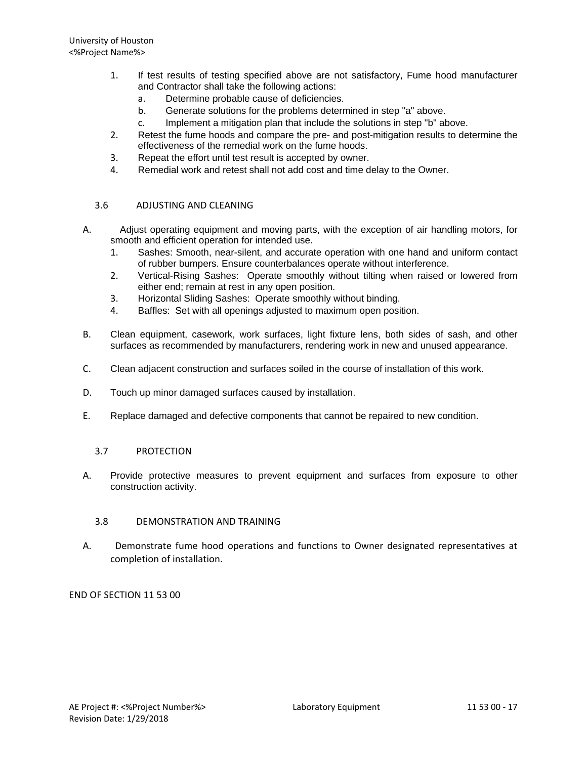1. If test results of testing specified above are not satisfactory, Fume hood manufacturer and Contractor shall take the following actions:
   a. Determine probable cause of deficiencies.
   b. Generate solutions for the problems determined in step "a" above.
   c. Implement a mitigation plan that include the solutions in step "b" above.
2. Retest the fume hoods and compare the pre- and post-mitigation results to determine the effectiveness of the remedial work on the fume hoods.
3. Repeat the effort until test result is accepted by owner.
4. Remedial work and retest shall not add cost and time delay to the Owner.

## 3.6 ADJUSTING AND CLEANING

A. Adjust operating equipment and moving parts, with the exception of air handling motors, for smooth and efficient operation for intended use.
   1. Sashes: Smooth, near-silent, and accurate operation with one hand and uniform contact of rubber bumpers. Ensure counterbalances operate without interference.
   2. Vertical-Rising Sashes: Operate smoothly without tilting when raised or lowered from either end; remain at rest in any open position.
   3. Horizontal Sliding Sashes: Operate smoothly without binding.
   4. Baffles: Set with all openings adjusted to maximum open position.

B. Clean equipment, casework, work surfaces, light fixture lens, both sides of sash, and other surfaces as recommended by manufacturers, rendering work in new and unused appearance.

C. Clean adjacent construction and surfaces soiled in the course of installation of this work.

D. Touch up minor damaged surfaces caused by installation.

E. Replace damaged and defective components that cannot be repaired to new condition.

## 3.7 PROTECTION

A. Provide protective measures to prevent equipment and surfaces from exposure to other construction activity.

## 3.8 DEMONSTRATION AND TRAINING

A. Demonstrate fume hood operations and functions to Owner designated representatives at completion of installation.

END OF SECTION 11 53 00